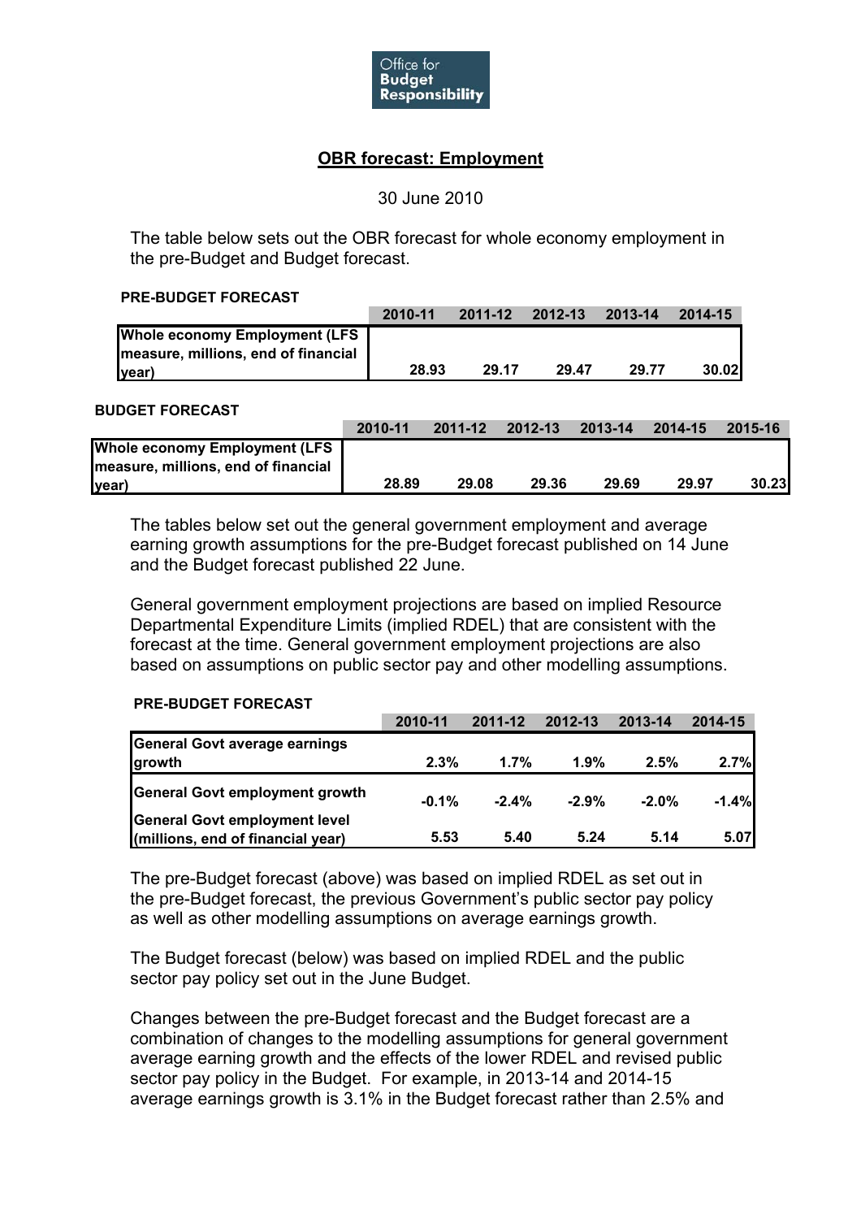Office for Budget Responsibility

# OBR forecast: Employment

30 June 2010

The table below sets out the OBR forecast for whole economy employment in the pre-Budget and Budget forecast.

**PRE-BUDGET FORECAST**

| | 2010-11 | 2011-12 | 2012-13 | 2013-14 | 2014-15 |
|---|---|---|---|---|---|
| **Whole economy Employment (LFS measure, millions, end of financial year)** | **28.93** | **29.17** | **29.47** | **29.77** | **30.02** |

**BUDGET FORECAST**

| | 2010-11 | 2011-12 | 2012-13 | 2013-14 | 2014-15 | 2015-16 |
|---|---|---|---|---|---|---|
| **Whole economy Employment (LFS measure, millions, end of financial year)** | **28.89** | **29.08** | **29.36** | **29.69** | **29.97** | **30.23** |

The tables below set out the general government employment and average earning growth assumptions for the pre-Budget forecast published on 14 June and the Budget forecast published 22 June.

General government employment projections are based on implied Resource Departmental Expenditure Limits (implied RDEL) that are consistent with the forecast at the time. General government employment projections are also based on assumptions on public sector pay and other modelling assumptions.

**PRE-BUDGET FORECAST**

| | 2010-11 | 2011-12 | 2012-13 | 2013-14 | 2014-15 |
|---|---|---|---|---|---|
| **General Govt average earnings growth** | **2.3%** | **1.7%** | **1.9%** | **2.5%** | **2.7%** |
| **General Govt employment growth** | **-0.1%** | **-2.4%** | **-2.9%** | **-2.0%** | **-1.4%** |
| **General Govt employment level (millions, end of financial year)** | **5.53** | **5.40** | **5.24** | **5.14** | **5.07** |

The pre-Budget forecast (above) was based on implied RDEL as set out in the pre-Budget forecast, the previous Government's public sector pay policy as well as other modelling assumptions on average earnings growth.

The Budget forecast (below) was based on implied RDEL and the public sector pay policy set out in the June Budget.

Changes between the pre-Budget forecast and the Budget forecast are a combination of changes to the modelling assumptions for general government average earning growth and the effects of the lower RDEL and revised public sector pay policy in the Budget. For example, in 2013-14 and 2014-15 average earnings growth is 3.1% in the Budget forecast rather than 2.5% and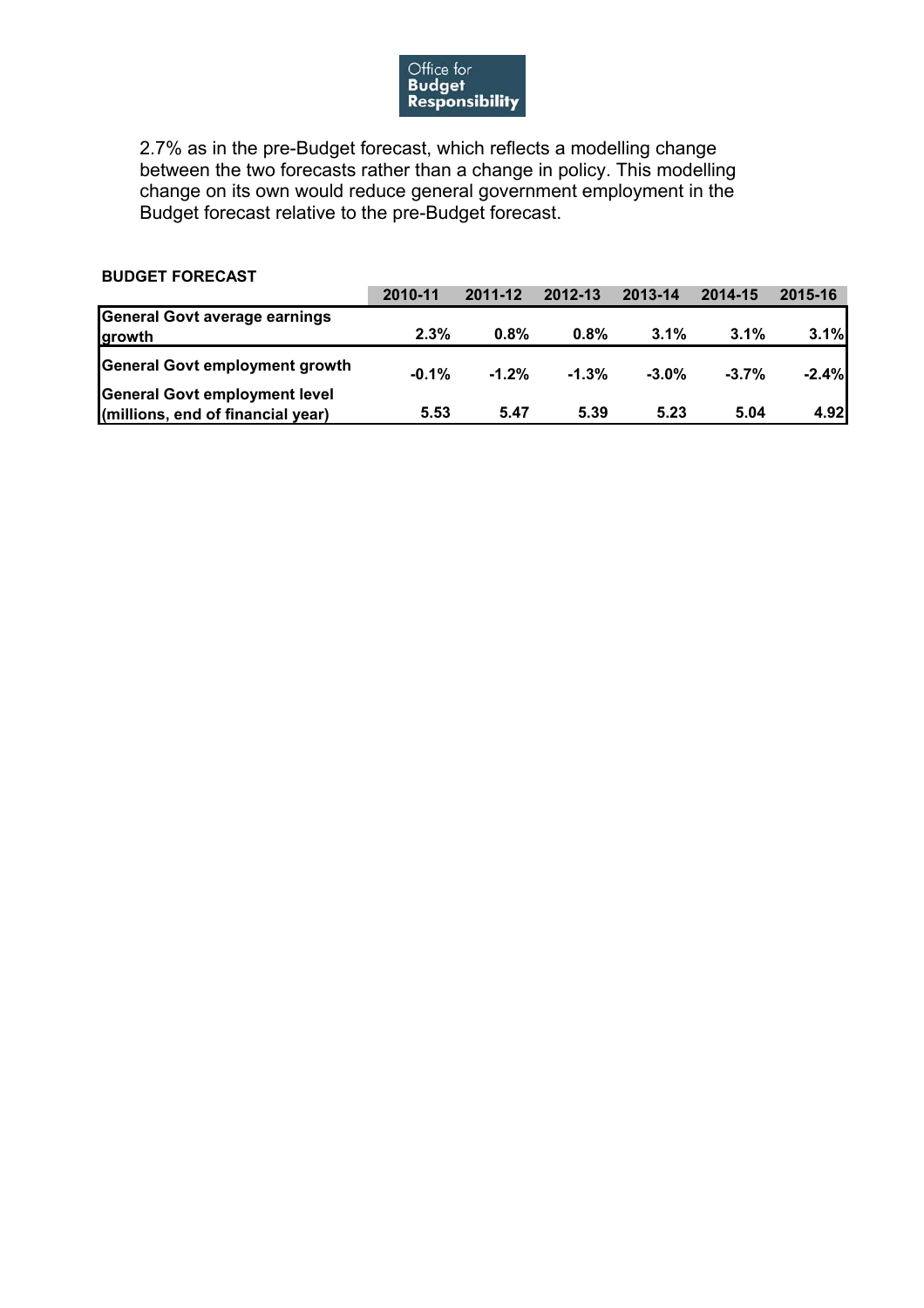2.7% as in the pre-Budget forecast, which reflects a modelling change between the two forecasts rather than a change in policy. This modelling change on its own would reduce general government employment in the Budget forecast relative to the pre-Budget forecast.

**BUDGET FORECAST**

| | 2010-11 | 2011-12 | 2012-13 | 2013-14 | 2014-15 | 2015-16 |
|---|---|---|---|---|---|---|
| **General Govt average earnings growth** | **2.3%** | **0.8%** | **0.8%** | **3.1%** | **3.1%** | **3.1%** |
| **General Govt employment growth** | **-0.1%** | **-1.2%** | **-1.3%** | **-3.0%** | **-3.7%** | **-2.4%** |
| **General Govt employment level (millions, end of financial year)** | **5.53** | **5.47** | **5.39** | **5.23** | **5.04** | **4.92** |